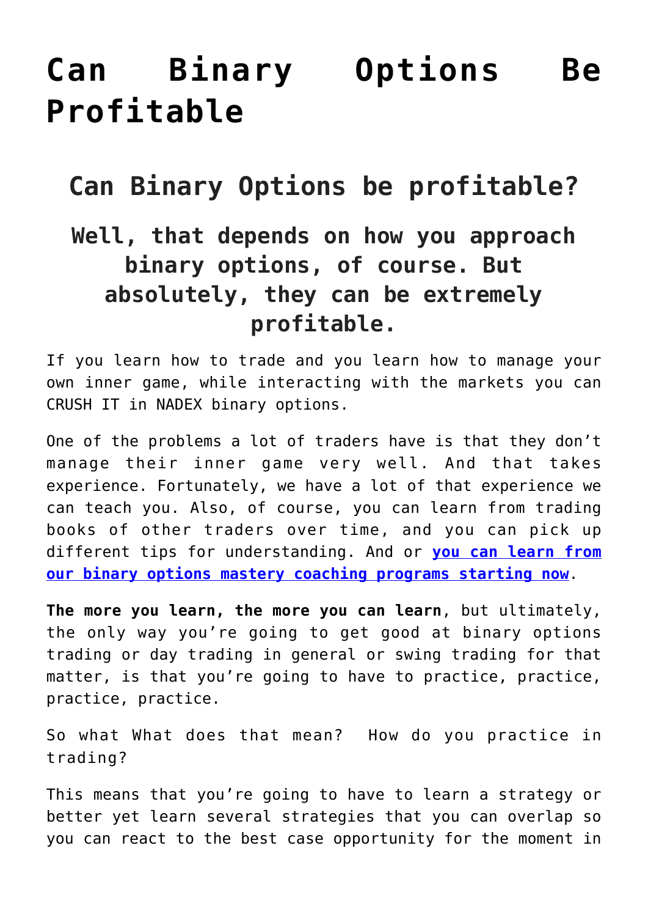# Can Binary Options Be Profitable

## Can Binary Options be profitable?

### Well, that depends on how you approach binary options, of course. But absolutely, they can be extremely profitable.

If you learn how to trade and you learn how to manage your own inner game, while interacting with the markets you can CRUSH IT in NADEX binary options.

One of the problems a lot of traders have is that they don't manage their inner game very well. And that takes experience. Fortunately, we have a lot of that experience we can teach you. Also, of course, you can learn from trading books of other traders over time, and you can pick up different tips for understanding. And or **you can learn from our binary options mastery coaching programs starting now**.

**The more you learn, the more you can learn**, but ultimately, the only way you're going to get good at binary options trading or day trading in general or swing trading for that matter, is that you're going to have to practice, practice, practice, practice.

So what What does that mean? How do you practice in trading?

This means that you're going to have to learn a strategy or better yet learn several strategies that you can overlap so you can react to the best case opportunity for the moment in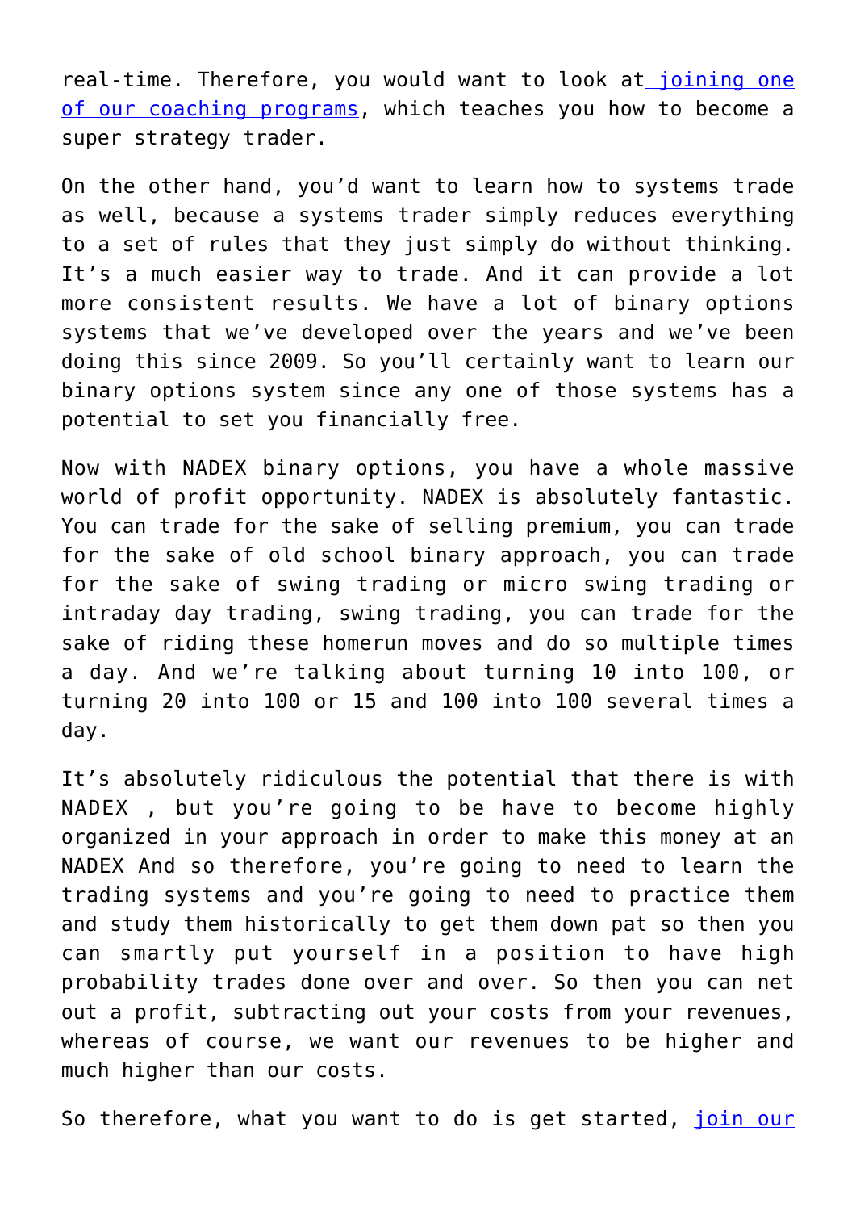real-time. Therefore, you would want to look at [joining one of our coaching programs](), which teaches you how to become a super strategy trader.

On the other hand, you'd want to learn how to systems trade as well, because a systems trader simply reduces everything to a set of rules that they just simply do without thinking. It's a much easier way to trade. And it can provide a lot more consistent results. We have a lot of binary options systems that we've developed over the years and we've been doing this since 2009. So you'll certainly want to learn our binary options system since any one of those systems has a potential to set you financially free.

Now with NADEX binary options, you have a whole massive world of profit opportunity. NADEX is absolutely fantastic. You can trade for the sake of selling premium, you can trade for the sake of old school binary approach, you can trade for the sake of swing trading or micro swing trading or intraday day trading, swing trading, you can trade for the sake of riding these homerun moves and do so multiple times a day. And we're talking about turning 10 into 100, or turning 20 into 100 or 15 and 100 into 100 several times a day.

It's absolutely ridiculous the potential that there is with NADEX , but you're going to be have to become highly organized in your approach in order to make this money at an NADEX And so therefore, you're going to need to learn the trading systems and you're going to need to practice them and study them historically to get them down pat so then you can smartly put yourself in a position to have high probability trades done over and over. So then you can net out a profit, subtracting out your costs from your revenues, whereas of course, we want our revenues to be higher and much higher than our costs.

So therefore, what you want to do is get started, join our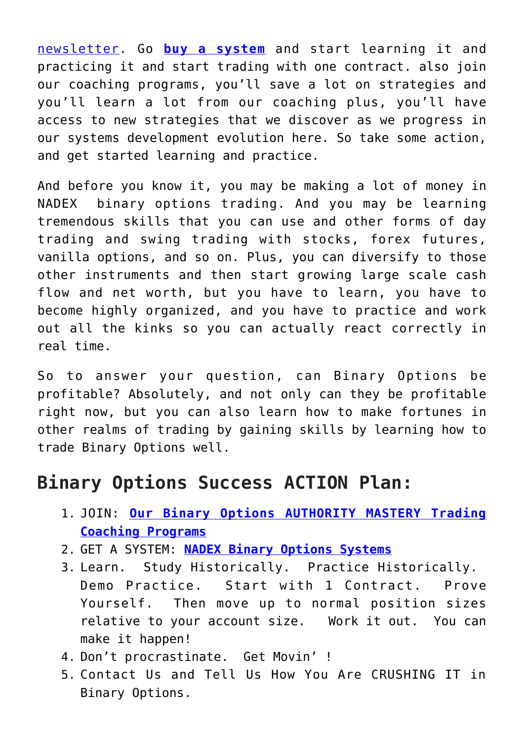newsletter. Go **buy a system** and start learning it and practicing it and start trading with one contract. also join our coaching programs, you'll save a lot on strategies and you'll learn a lot from our coaching plus, you'll have access to new strategies that we discover as we progress in our systems development evolution here. So take some action, and get started learning and practice.

And before you know it, you may be making a lot of money in NADEX binary options trading. And you may be learning tremendous skills that you can use and other forms of day trading and swing trading with stocks, forex futures, vanilla options, and so on. Plus, you can diversify to those other instruments and then start growing large scale cash flow and net worth, but you have to learn, you have to become highly organized, and you have to practice and work out all the kinks so you can actually react correctly in real time.

So to answer your question, can Binary Options be profitable? Absolutely, and not only can they be profitable right now, but you can also learn how to make fortunes in other realms of trading by gaining skills by learning how to trade Binary Options well.

## Binary Options Success ACTION Plan:

1. JOIN: **Our Binary Options AUTHORITY MASTERY Trading Coaching Programs**
2. GET A SYSTEM: **NADEX Binary Options Systems**
3. Learn. Study Historically. Practice Historically. Demo Practice. Start with 1 Contract. Prove Yourself. Then move up to normal position sizes relative to your account size. Work it out. You can make it happen!
4. Don't procrastinate. Get Movin' !
5. Contact Us and Tell Us How You Are CRUSHING IT in Binary Options.